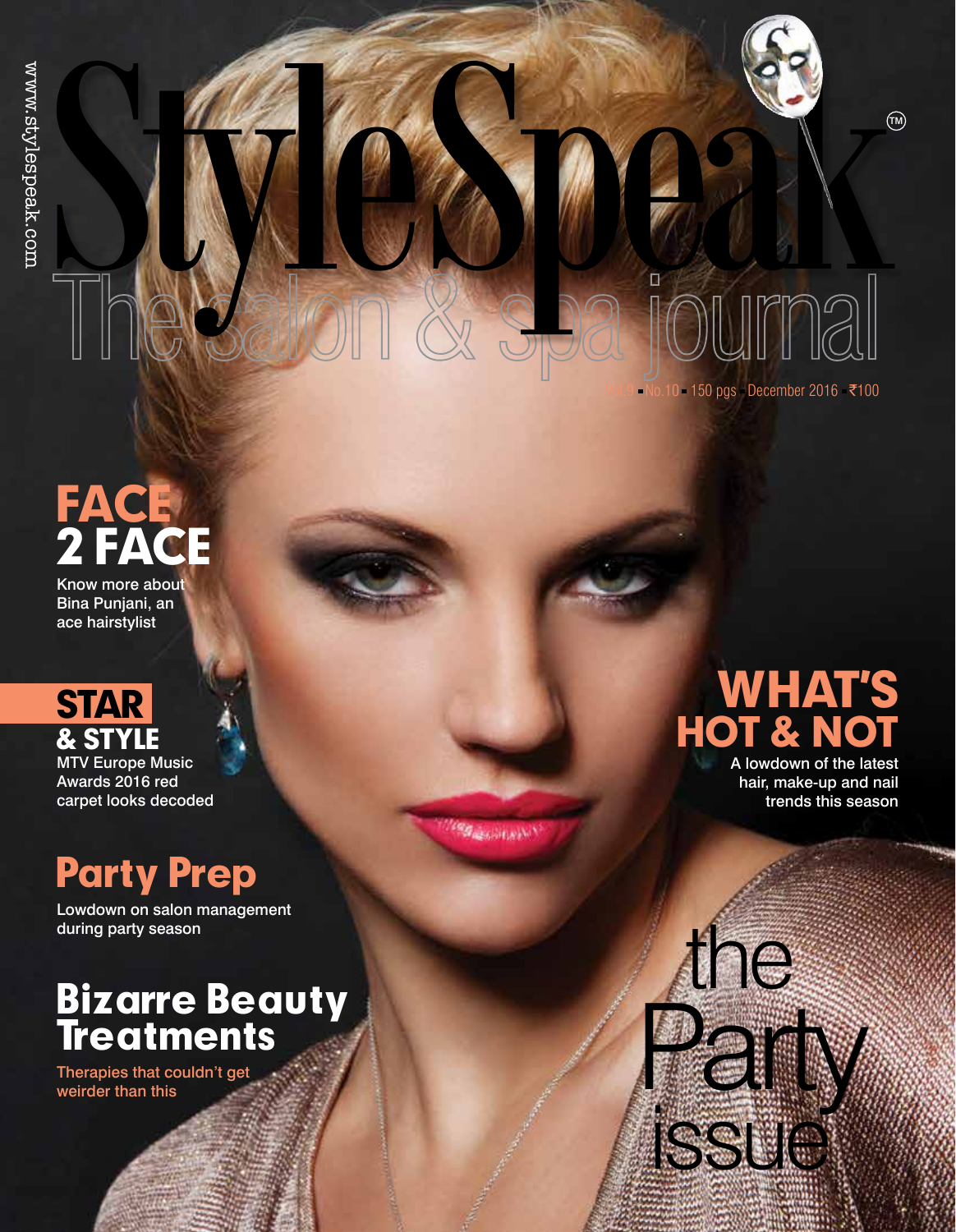# StyleSpeak™

## The salon & spa journal

Vol.9 ▪ No.10 ▪ 150 pgs ▪ December 2016 ▪ ₹100

www.stylespeak.com

## FACE 2 FACE

Know more about Bina Punjani, an ace hairstylist

## STAR & STYLE

MTV Europe Music Awards 2016 red carpet looks decoded

## Party Prep

Lowdown on salon management during party season

## Bizarre Beauty Treatments

Therapies that couldn't get weirder than this

## WHAT'S HOT & NOT

A lowdown of the latest hair, make-up and nail trends this season

# the Party issue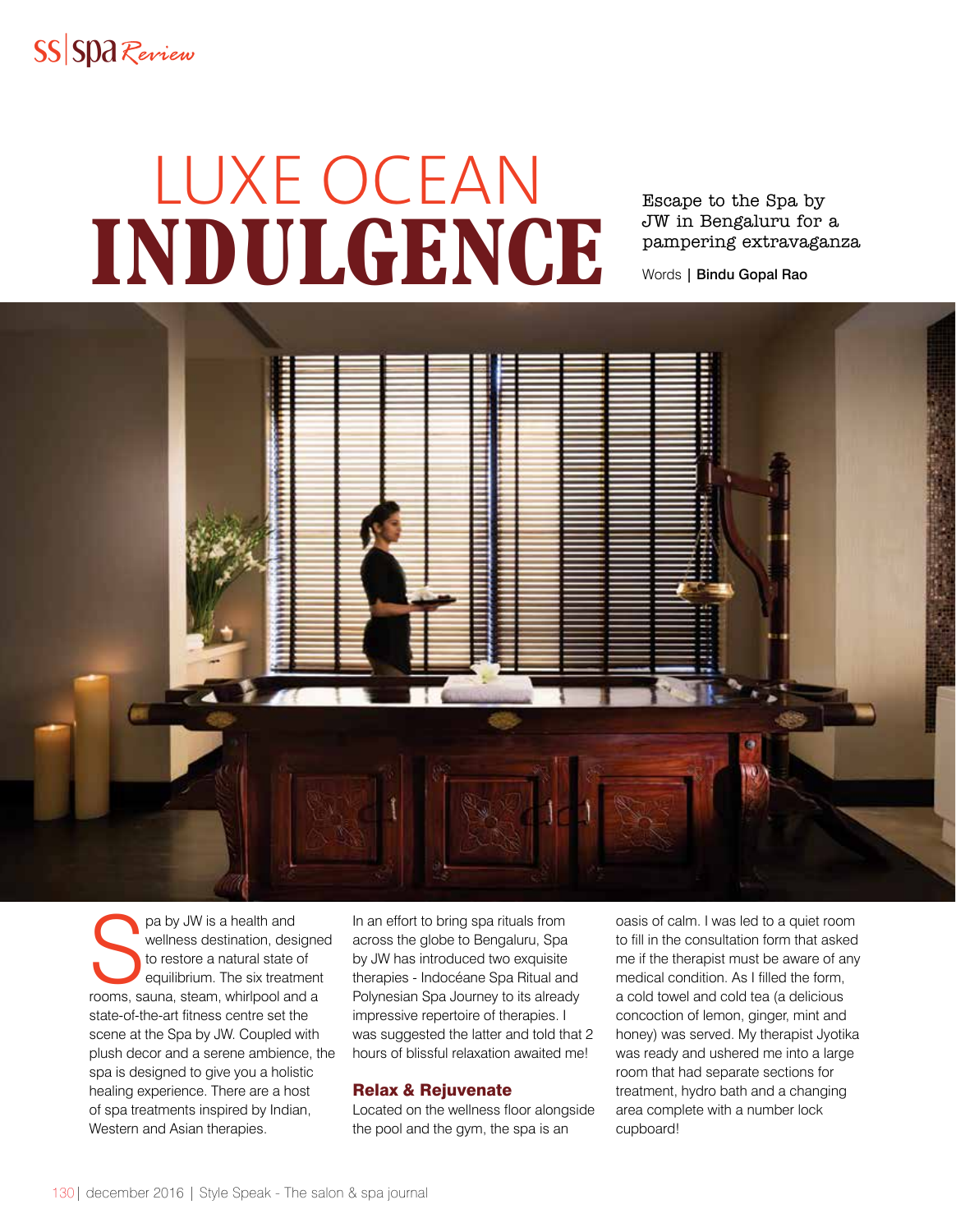# LUXE OCEAN INDULGENCE

Escape to the Spa by JW in Bengaluru for a pampering extravaganza

Words | **Bindu Gopal Rao**

Spa by JW is a health and wellness destination, designed to restore a natural state of equilibrium. The six treatment rooms, sauna, steam, whirlpool and a state-of-the-art fitness centre set the scene at the Spa by JW. Coupled with plush decor and a serene ambience, the spa is designed to give you a holistic healing experience. There are a host of spa treatments inspired by Indian, Western and Asian therapies.

In an effort to bring spa rituals from across the globe to Bengaluru, Spa by JW has introduced two exquisite therapies - Indocéane Spa Ritual and Polynesian Spa Journey to its already impressive repertoire of therapies. I was suggested the latter and told that 2 hours of blissful relaxation awaited me!

## Relax & Rejuvenate

Located on the wellness floor alongside the pool and the gym, the spa is an oasis of calm. I was led to a quiet room to fill in the consultation form that asked me if the therapist must be aware of any medical condition. As I filled the form, a cold towel and cold tea (a delicious concoction of lemon, ginger, mint and honey) was served. My therapist Jyotika was ready and ushered me into a large room that had separate sections for treatment, hydro bath and a changing area complete with a number lock cupboard!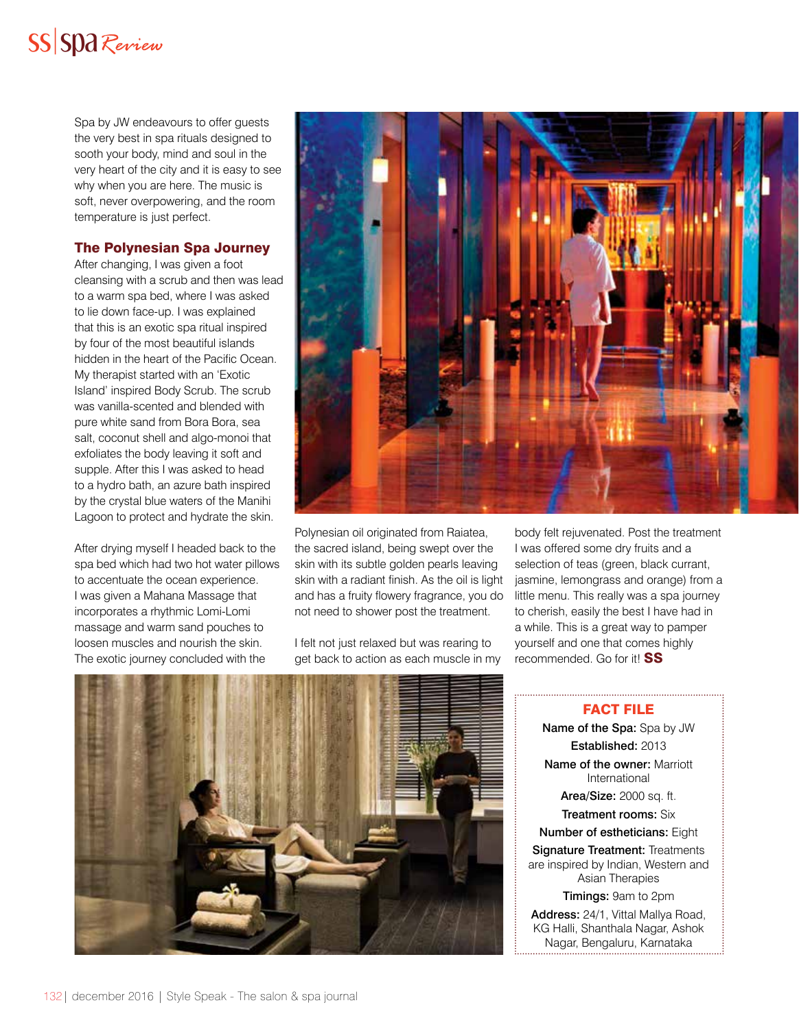Spa by JW endeavours to offer guests the very best in spa rituals designed to sooth your body, mind and soul in the very heart of the city and it is easy to see why when you are here. The music is soft, never overpowering, and the room temperature is just perfect.

### The Polynesian Spa Journey

After changing, I was given a foot cleansing with a scrub and then was lead to a warm spa bed, where I was asked to lie down face-up. I was explained that this is an exotic spa ritual inspired by four of the most beautiful islands hidden in the heart of the Pacific Ocean. My therapist started with an 'Exotic Island' inspired Body Scrub. The scrub was vanilla-scented and blended with pure white sand from Bora Bora, sea salt, coconut shell and algo-monoi that exfoliates the body leaving it soft and supple. After this I was asked to head to a hydro bath, an azure bath inspired by the crystal blue waters of the Manihi Lagoon to protect and hydrate the skin.

After drying myself I headed back to the spa bed which had two hot water pillows to accentuate the ocean experience. I was given a Mahana Massage that incorporates a rhythmic Lomi-Lomi massage and warm sand pouches to loosen muscles and nourish the skin. The exotic journey concluded with the Polynesian oil originated from Raiatea, the sacred island, being swept over the skin with its subtle golden pearls leaving skin with a radiant finish. As the oil is light and has a fruity flowery fragrance, you do not need to shower post the treatment.

I felt not just relaxed but was rearing to get back to action as each muscle in my body felt rejuvenated. Post the treatment I was offered some dry fruits and a selection of teas (green, black currant, jasmine, lemongrass and orange) from a little menu. This really was a spa journey to cherish, easily the best I have had in a while. This is a great way to pamper yourself and one that comes highly recommended. Go for it! **SS**

**FACT FILE**

**Name of the Spa:** Spa by JW

**Established:** 2013

**Name of the owner:** Marriott International

**Area/Size:** 2000 sq. ft.

**Treatment rooms:** Six

**Number of estheticians:** Eight

**Signature Treatment:** Treatments are inspired by Indian, Western and Asian Therapies

**Timings:** 9am to 2pm

**Address:** 24/1, Vittal Mallya Road, KG Halli, Shanthala Nagar, Ashok Nagar, Bengaluru, Karnataka